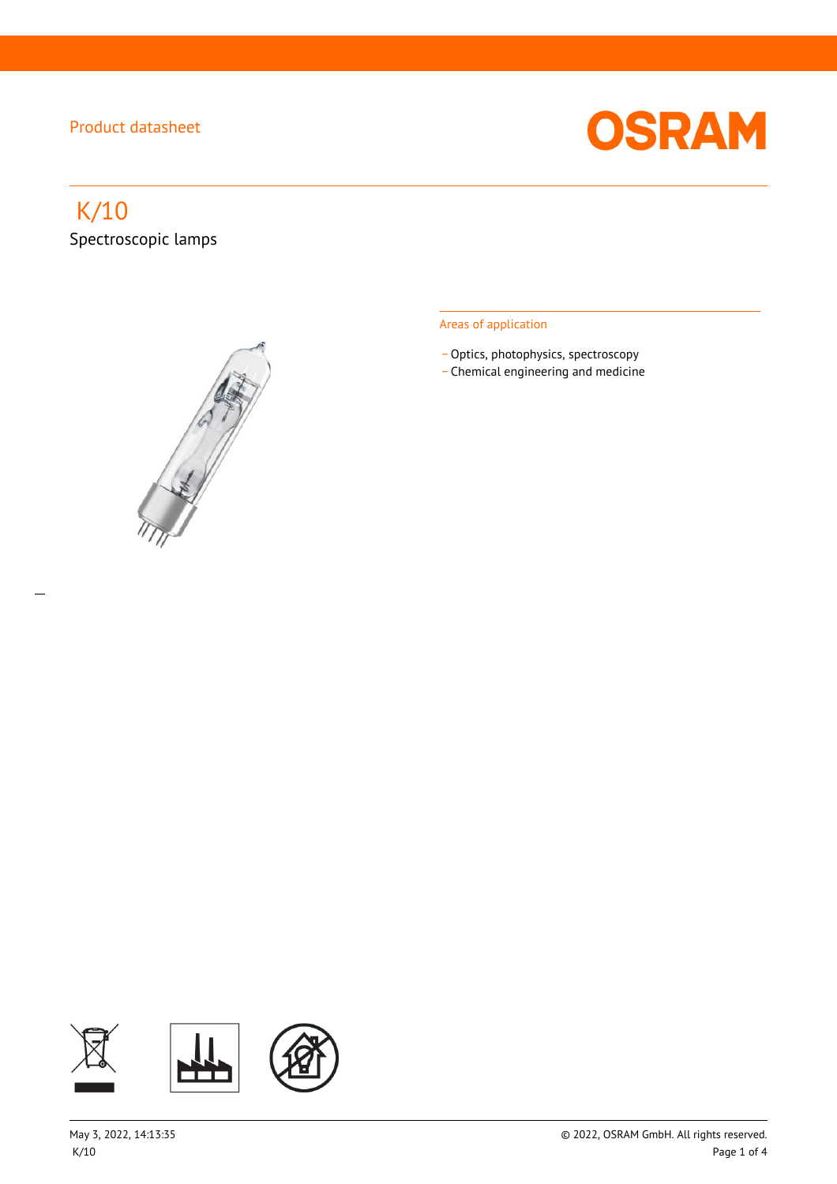Product datasheet

# K/10

Spectroscopic lamps

## Areas of application

- Optics, photophysics, spectroscopy
- Chemical engineering and medicine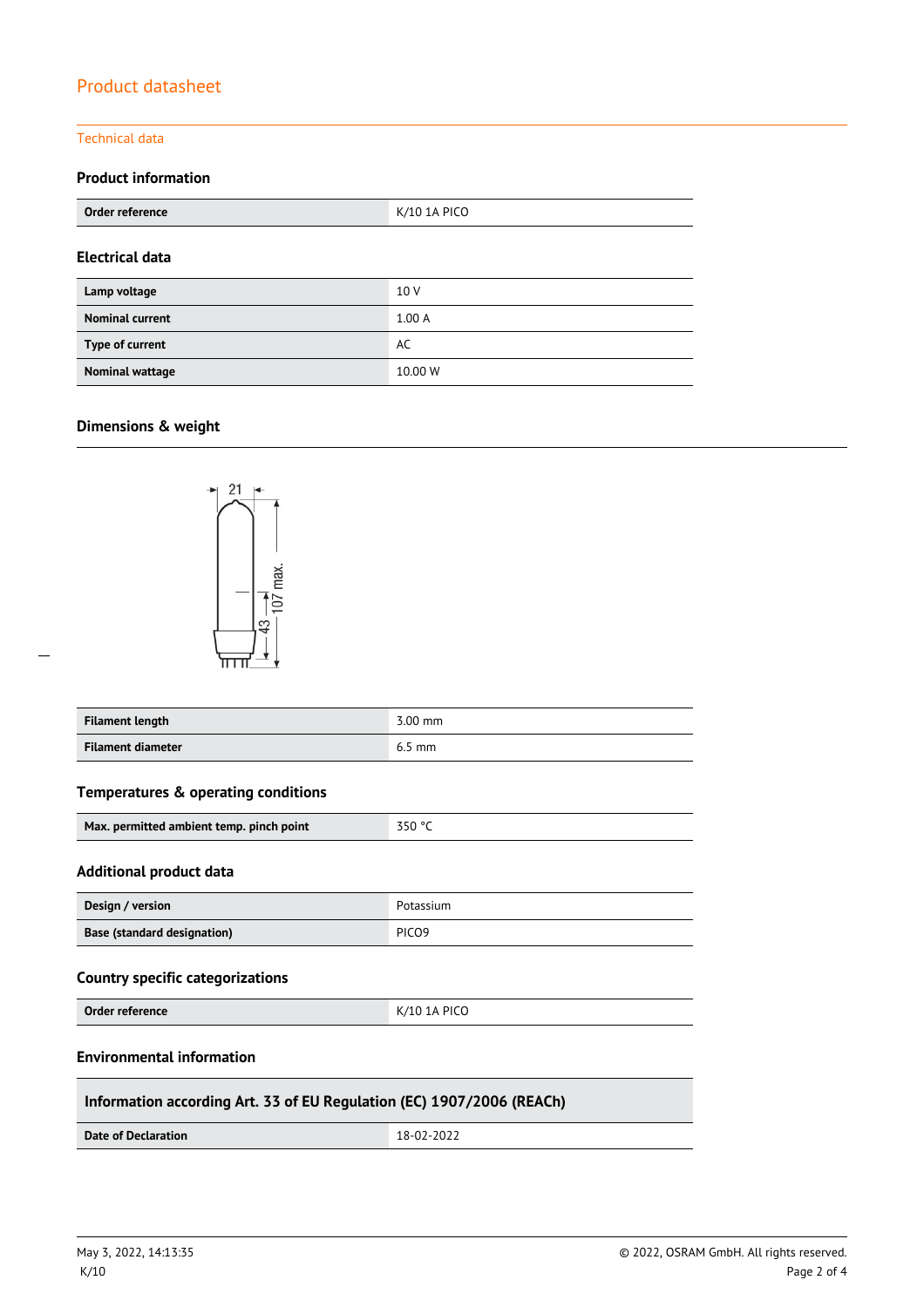# Product datasheet

## Technical data

### Product information

| Order reference | K/10 1A PICO |
|---|---|

### Electrical data

| Lamp voltage | 10 V |
|---|---|
| Nominal current | 1.00 A |
| Type of current | AC |
| Nominal wattage | 10.00 W |

### Dimensions & weight

| Filament length | 3.00 mm |
|---|---|
| Filament diameter | 6.5 mm |

### Temperatures & operating conditions

| Max. permitted ambient temp. pinch point | 350 °C |
|---|---|

### Additional product data

| Design / version | Potassium |
|---|---|
| Base (standard designation) | PICO9 |

### Country specific categorizations

| Order reference | K/10 1A PICO |
|---|---|

### Environmental information

| Information according Art. 33 of EU Regulation (EC) 1907/2006 (REACh) | |
|---|---|
| Date of Declaration | 18-02-2022 |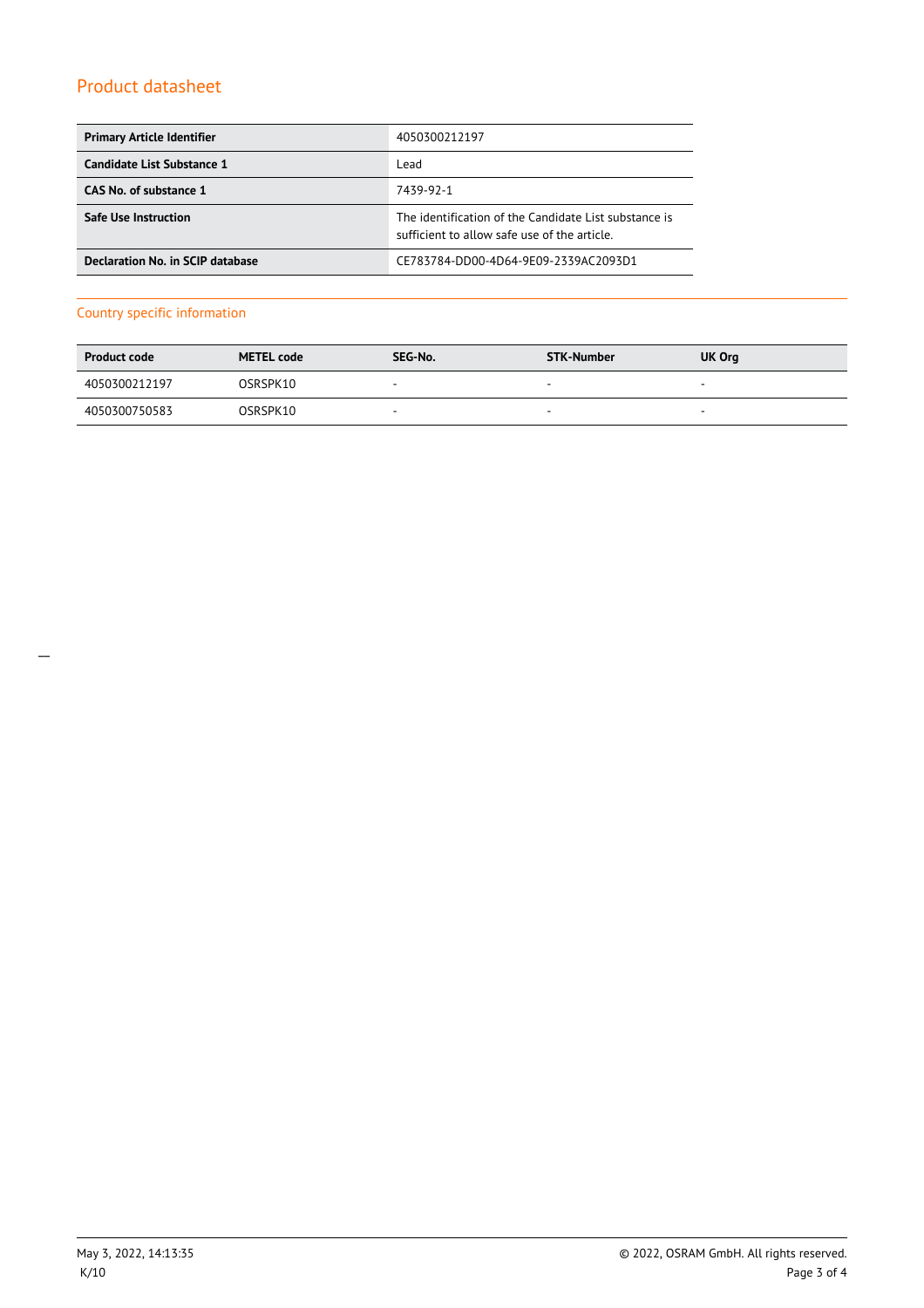| Primary Article Identifier | 4050300212197 |
| --- | --- |
| Candidate List Substance 1 | Lead |
| CAS No. of substance 1 | 7439-92-1 |
| Safe Use Instruction | The identification of the Candidate List substance is sufficient to allow safe use of the article. |
| Declaration No. in SCIP database | CE783784-DD00-4D64-9E09-2339AC2093D1 |

## Country specific information

| Product code | METEL code | SEG-No. | STK-Number | UK Org |
| --- | --- | --- | --- | --- |
| 4050300212197 | OSRSPK10 | - | - | - |
| 4050300750583 | OSRSPK10 | - | - | - |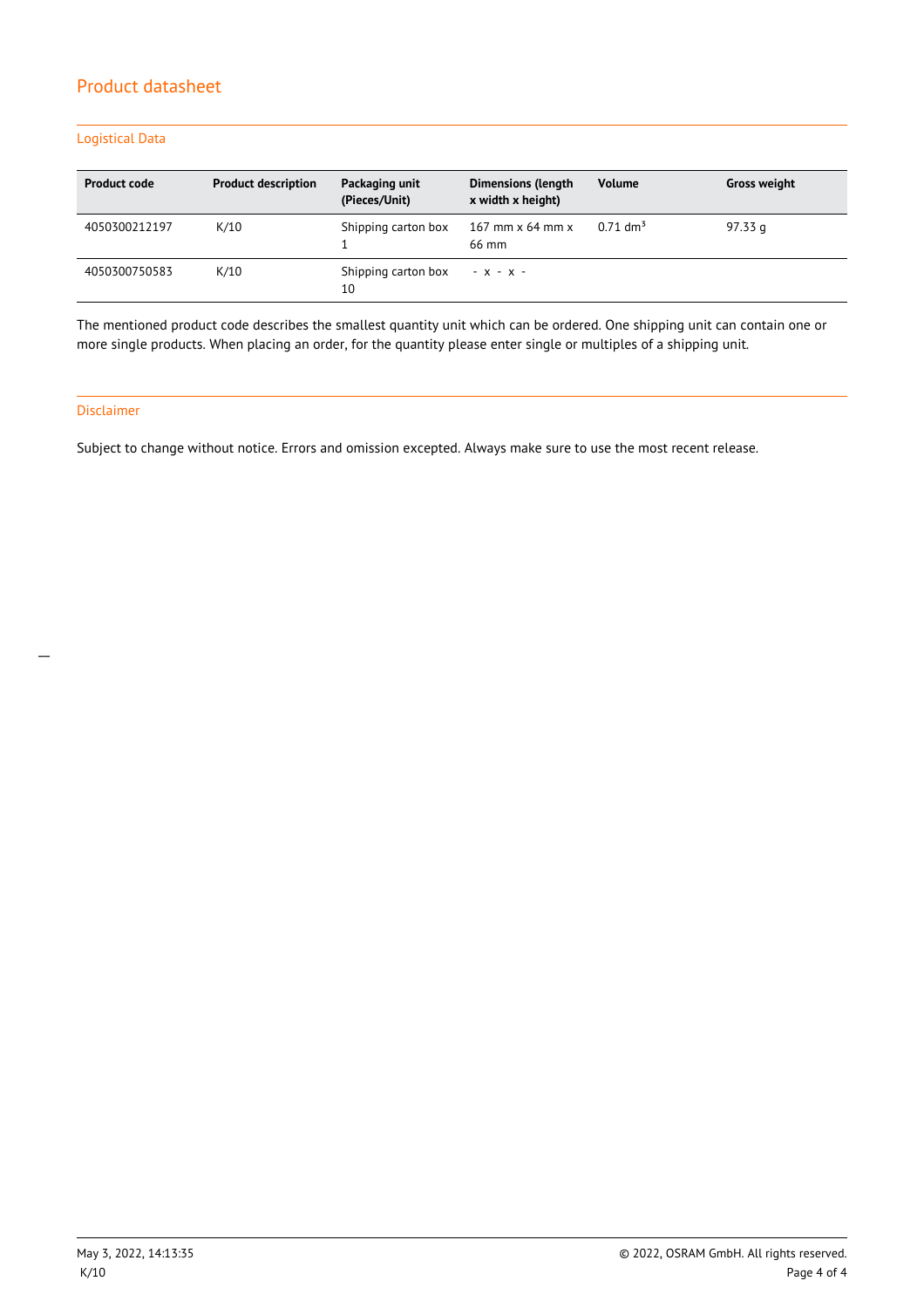# Product datasheet

## Logistical Data

| Product code | Product description | Packaging unit (Pieces/Unit) | Dimensions (length x width x height) | Volume | Gross weight |
|---|---|---|---|---|---|
| 4050300212197 | K/10 | Shipping carton box 1 | 167 mm x 64 mm x 66 mm | 0.71 $dm^3$ | 97.33 g |
| 4050300750583 | K/10 | Shipping carton box 10 | - x - x - | | |

The mentioned product code describes the smallest quantity unit which can be ordered. One shipping unit can contain one or more single products. When placing an order, for the quantity please enter single or multiples of a shipping unit.

## Disclaimer

Subject to change without notice. Errors and omission excepted. Always make sure to use the most recent release.